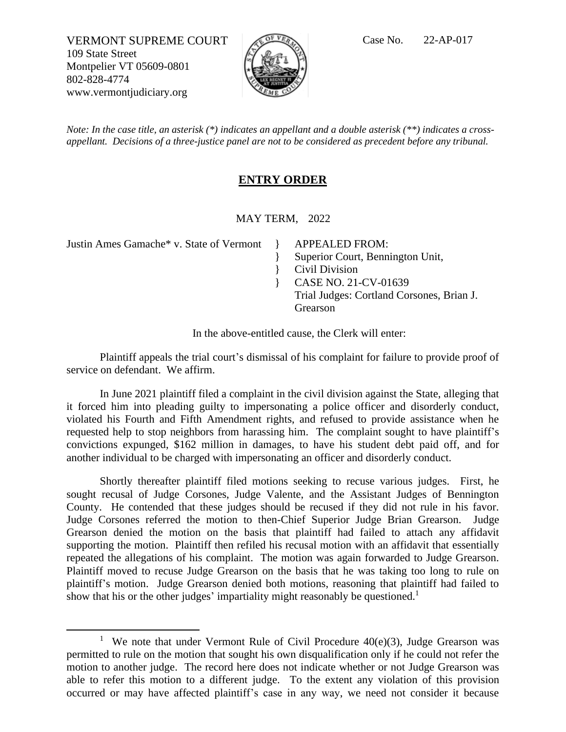VERMONT SUPREME COURT
109 State Street
Montpelier VT 05609-0801
802-828-4774
www.vermontjudiciary.org

Case No. 22-AP-017

*Note: In the case title, an asterisk (*) indicates an appellant and a double asterisk (**) indicates a cross-appellant. Decisions of a three-justice panel are not to be considered as precedent before any tribunal.*

## ENTRY ORDER

MAY TERM, 2022

Justin Ames Gamache* v. State of Vermont } APPEALED FROM:
} Superior Court, Bennington Unit,
} Civil Division
} CASE NO. 21-CV-01639
Trial Judges: Cortland Corsones, Brian J. Grearson

In the above-entitled cause, the Clerk will enter:

Plaintiff appeals the trial court's dismissal of his complaint for failure to provide proof of service on defendant. We affirm.

In June 2021 plaintiff filed a complaint in the civil division against the State, alleging that it forced him into pleading guilty to impersonating a police officer and disorderly conduct, violated his Fourth and Fifth Amendment rights, and refused to provide assistance when he requested help to stop neighbors from harassing him. The complaint sought to have plaintiff's convictions expunged, $162 million in damages, to have his student debt paid off, and for another individual to be charged with impersonating an officer and disorderly conduct.

Shortly thereafter plaintiff filed motions seeking to recuse various judges. First, he sought recusal of Judge Corsones, Judge Valente, and the Assistant Judges of Bennington County. He contended that these judges should be recused if they did not rule in his favor. Judge Corsones referred the motion to then-Chief Superior Judge Brian Grearson. Judge Grearson denied the motion on the basis that plaintiff had failed to attach any affidavit supporting the motion. Plaintiff then refiled his recusal motion with an affidavit that essentially repeated the allegations of his complaint. The motion was again forwarded to Judge Grearson. Plaintiff moved to recuse Judge Grearson on the basis that he was taking too long to rule on plaintiff's motion. Judge Grearson denied both motions, reasoning that plaintiff had failed to show that his or the other judges' impartiality might reasonably be questioned.[1]

[1] We note that under Vermont Rule of Civil Procedure 40(e)(3), Judge Grearson was permitted to rule on the motion that sought his own disqualification only if he could not refer the motion to another judge. The record here does not indicate whether or not Judge Grearson was able to refer this motion to a different judge. To the extent any violation of this provision occurred or may have affected plaintiff's case in any way, we need not consider it because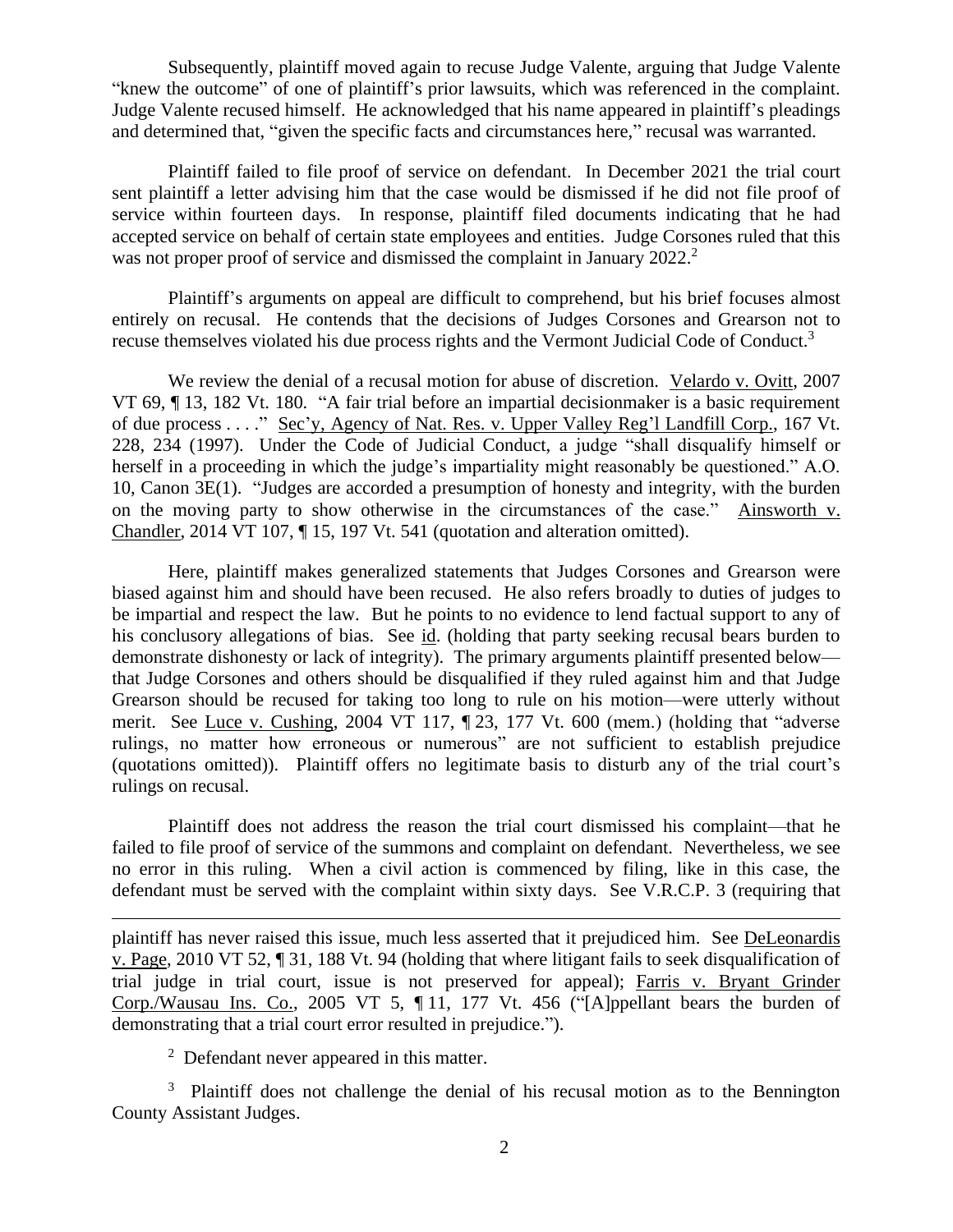Subsequently, plaintiff moved again to recuse Judge Valente, arguing that Judge Valente "knew the outcome" of one of plaintiff's prior lawsuits, which was referenced in the complaint. Judge Valente recused himself. He acknowledged that his name appeared in plaintiff's pleadings and determined that, "given the specific facts and circumstances here," recusal was warranted.

Plaintiff failed to file proof of service on defendant. In December 2021 the trial court sent plaintiff a letter advising him that the case would be dismissed if he did not file proof of service within fourteen days. In response, plaintiff filed documents indicating that he had accepted service on behalf of certain state employees and entities. Judge Corsones ruled that this was not proper proof of service and dismissed the complaint in January 2022.[2]

Plaintiff's arguments on appeal are difficult to comprehend, but his brief focuses almost entirely on recusal. He contends that the decisions of Judges Corsones and Grearson not to recuse themselves violated his due process rights and the Vermont Judicial Code of Conduct.[3]

We review the denial of a recusal motion for abuse of discretion. Velardo v. Ovitt, 2007 VT 69, ¶ 13, 182 Vt. 180. "A fair trial before an impartial decisionmaker is a basic requirement of due process . . . ." Sec'y, Agency of Nat. Res. v. Upper Valley Reg'l Landfill Corp., 167 Vt. 228, 234 (1997). Under the Code of Judicial Conduct, a judge "shall disqualify himself or herself in a proceeding in which the judge's impartiality might reasonably be questioned." A.O. 10, Canon 3E(1). "Judges are accorded a presumption of honesty and integrity, with the burden on the moving party to show otherwise in the circumstances of the case." Ainsworth v. Chandler, 2014 VT 107, ¶ 15, 197 Vt. 541 (quotation and alteration omitted).

Here, plaintiff makes generalized statements that Judges Corsones and Grearson were biased against him and should have been recused. He also refers broadly to duties of judges to be impartial and respect the law. But he points to no evidence to lend factual support to any of his conclusory allegations of bias. See id. (holding that party seeking recusal bears burden to demonstrate dishonesty or lack of integrity). The primary arguments plaintiff presented below—that Judge Corsones and others should be disqualified if they ruled against him and that Judge Grearson should be recused for taking too long to rule on his motion—were utterly without merit. See Luce v. Cushing, 2004 VT 117, ¶ 23, 177 Vt. 600 (mem.) (holding that "adverse rulings, no matter how erroneous or numerous" are not sufficient to establish prejudice (quotations omitted)). Plaintiff offers no legitimate basis to disturb any of the trial court's rulings on recusal.

Plaintiff does not address the reason the trial court dismissed his complaint—that he failed to file proof of service of the summons and complaint on defendant. Nevertheless, we see no error in this ruling. When a civil action is commenced by filing, like in this case, the defendant must be served with the complaint within sixty days. See V.R.C.P. 3 (requiring that

---

plaintiff has never raised this issue, much less asserted that it prejudiced him. See DeLeonardis v. Page, 2010 VT 52, ¶ 31, 188 Vt. 94 (holding that where litigant fails to seek disqualification of trial judge in trial court, issue is not preserved for appeal); Farris v. Bryant Grinder Corp./Wausau Ins. Co., 2005 VT 5, ¶ 11, 177 Vt. 456 ("[A]ppellant bears the burden of demonstrating that a trial court error resulted in prejudice.").

[2] Defendant never appeared in this matter.

[3] Plaintiff does not challenge the denial of his recusal motion as to the Bennington County Assistant Judges.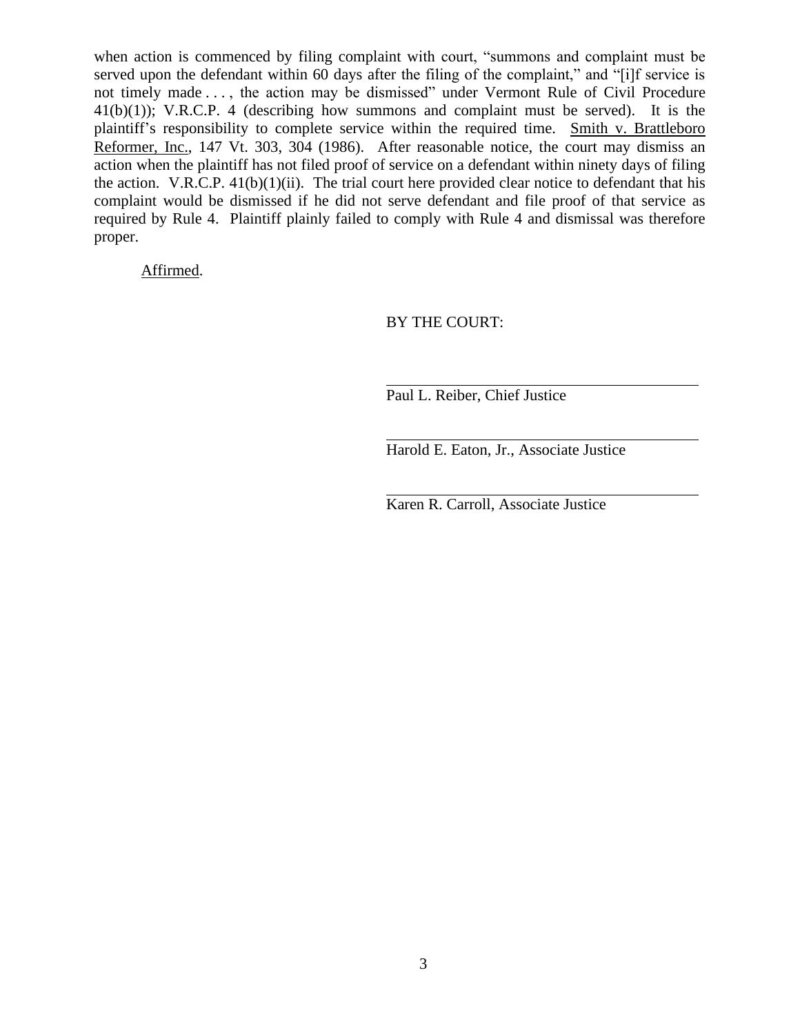when action is commenced by filing complaint with court, "summons and complaint must be served upon the defendant within 60 days after the filing of the complaint," and "[i]f service is not timely made . . . , the action may be dismissed" under Vermont Rule of Civil Procedure 41(b)(1)); V.R.C.P. 4 (describing how summons and complaint must be served). It is the plaintiff's responsibility to complete service within the required time. Smith v. Brattleboro Reformer, Inc., 147 Vt. 303, 304 (1986). After reasonable notice, the court may dismiss an action when the plaintiff has not filed proof of service on a defendant within ninety days of filing the action. V.R.C.P. 41(b)(1)(ii). The trial court here provided clear notice to defendant that his complaint would be dismissed if he did not serve defendant and file proof of that service as required by Rule 4. Plaintiff plainly failed to comply with Rule 4 and dismissal was therefore proper.

Affirmed.

BY THE COURT:

Paul L. Reiber, Chief Justice

Harold E. Eaton, Jr., Associate Justice

Karen R. Carroll, Associate Justice